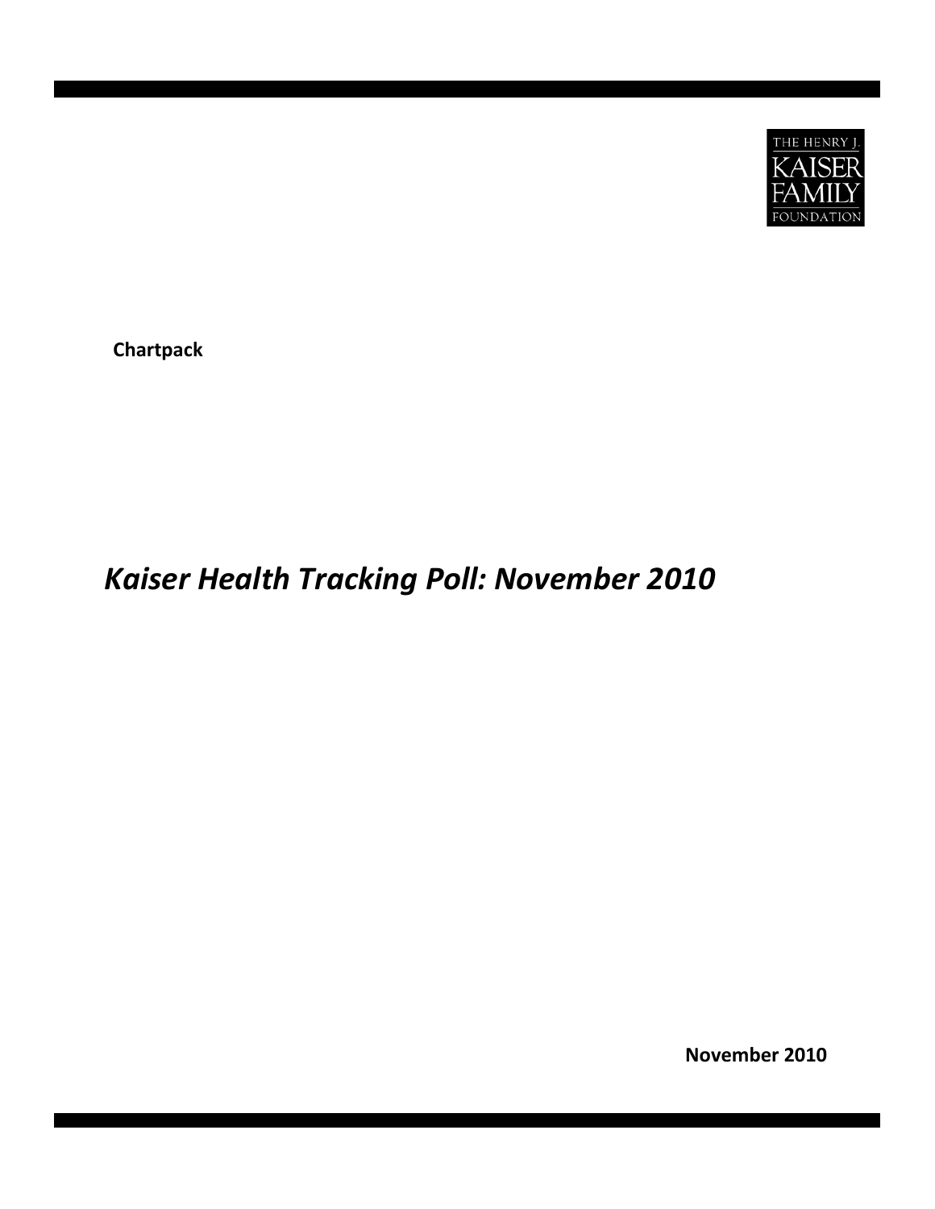THE HENRY J. KAISER FAMILY FOUNDATION

**Chartpack**

# *Kaiser Health Tracking Poll: November 2010*

**November 2010**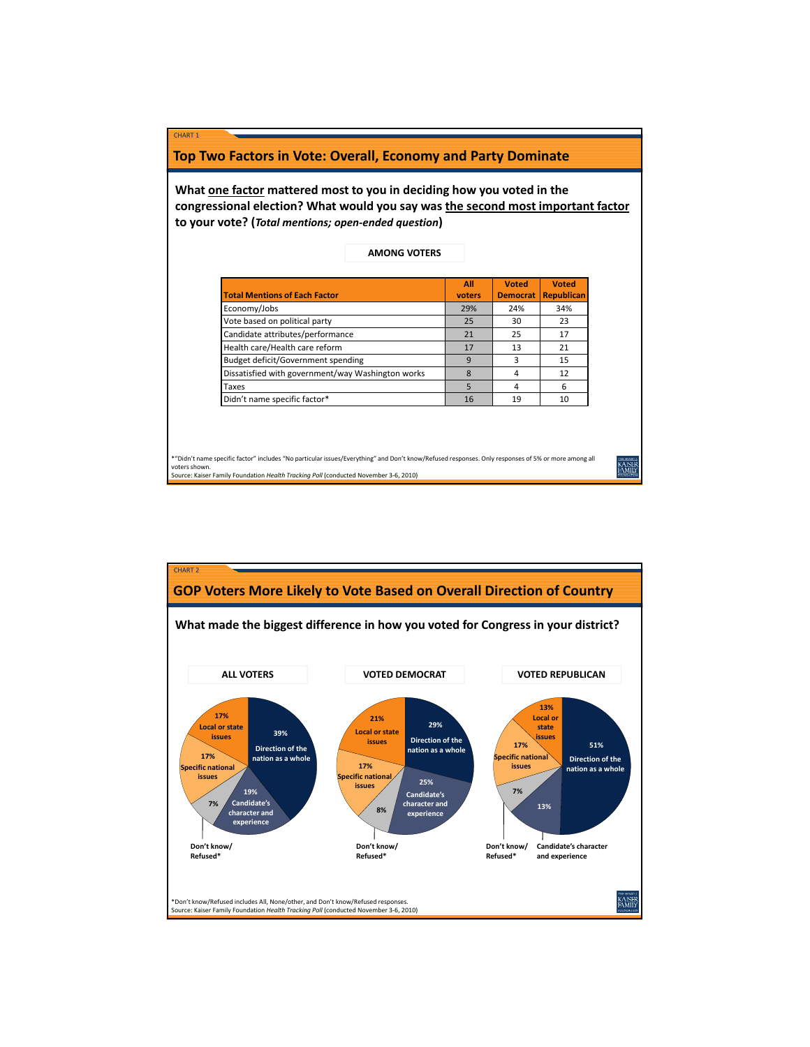CHART 1

## Top Two Factors in Vote: Overall, Economy and Party Dominate

**What one factor mattered most to you in deciding how you voted in the congressional election? What would you say was the second most important factor to your vote? (*Total mentions; open-ended question*)**

**AMONG VOTERS**

| Total Mentions of Each Factor | All voters | Voted Democrat | Voted Republican |
|---|---|---|---|
| Economy/Jobs | 29% | 24% | 34% |
| Vote based on political party | 25 | 30 | 23 |
| Candidate attributes/performance | 21 | 25 | 17 |
| Health care/Health care reform | 17 | 13 | 21 |
| Budget deficit/Government spending | 9 | 3 | 15 |
| Dissatisfied with government/way Washington works | 8 | 4 | 12 |
| Taxes | 5 | 4 | 6 |
| Didn't name specific factor* | 16 | 19 | 10 |

*"Didn't name specific factor" includes "No particular issues/Everything" and Don't know/Refused responses. Only responses of 5% or more among all voters shown.
Source: Kaiser Family Foundation *Health Tracking Poll* (conducted November 3-6, 2010)

CHART 2

## GOP Voters More Likely to Vote Based on Overall Direction of Country

**What made the biggest difference in how you voted for Congress in your district?**

**ALL VOTERS**

39% Direction of the nation as a whole
19% Candidate's character and experience
7% Don't know/ Refused*
17% Specific national issues
17% Local or state issues

**VOTED DEMOCRAT**

29% Direction of the nation as a whole
25% Candidate's character and experience
8% Don't know/ Refused*
17% Specific national issues
21% Local or state issues

**VOTED REPUBLICAN**

51% Direction of the nation as a whole
13% Candidate's character and experience
7% Don't know/ Refused*
17% Specific national issues
13% Local or state issues

*Don't know/Refused includes All, None/other, and Don't know/Refused responses.
Source: Kaiser Family Foundation *Health Tracking Poll* (conducted November 3-6, 2010)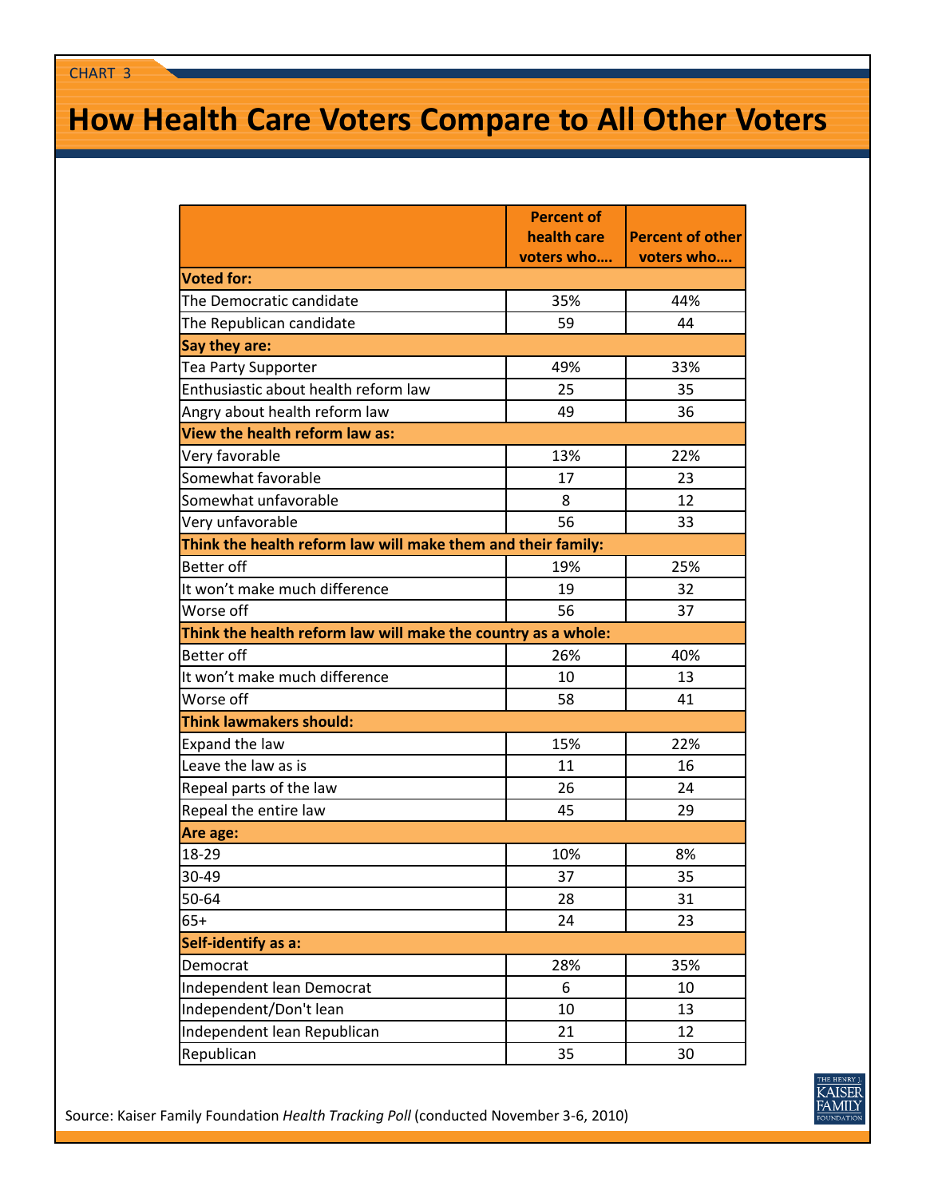CHART 3

# How Health Care Voters Compare to All Other Voters

| | Percent of health care voters who…. | Percent of other voters who…. |
|---|---|---|
| **Voted for:** | | |
| The Democratic candidate | 35% | 44% |
| The Republican candidate | 59 | 44 |
| **Say they are:** | | |
| Tea Party Supporter | 49% | 33% |
| Enthusiastic about health reform law | 25 | 35 |
| Angry about health reform law | 49 | 36 |
| **View the health reform law as:** | | |
| Very favorable | 13% | 22% |
| Somewhat favorable | 17 | 23 |
| Somewhat unfavorable | 8 | 12 |
| Very unfavorable | 56 | 33 |
| **Think the health reform law will make them and their family:** | | |
| Better off | 19% | 25% |
| It won't make much difference | 19 | 32 |
| Worse off | 56 | 37 |
| **Think the health reform law will make the country as a whole:** | | |
| Better off | 26% | 40% |
| It won't make much difference | 10 | 13 |
| Worse off | 58 | 41 |
| **Think lawmakers should:** | | |
| Expand the law | 15% | 22% |
| Leave the law as is | 11 | 16 |
| Repeal parts of the law | 26 | 24 |
| Repeal the entire law | 45 | 29 |
| **Are age:** | | |
| 18-29 | 10% | 8% |
| 30-49 | 37 | 35 |
| 50-64 | 28 | 31 |
| 65+ | 24 | 23 |
| **Self-identify as a:** | | |
| Democrat | 28% | 35% |
| Independent lean Democrat | 6 | 10 |
| Independent/Don't lean | 10 | 13 |
| Independent lean Republican | 21 | 12 |
| Republican | 35 | 30 |

Source: Kaiser Family Foundation *Health Tracking Poll* (conducted November 3-6, 2010)

THE HENRY J. KAISER FAMILY FOUNDATION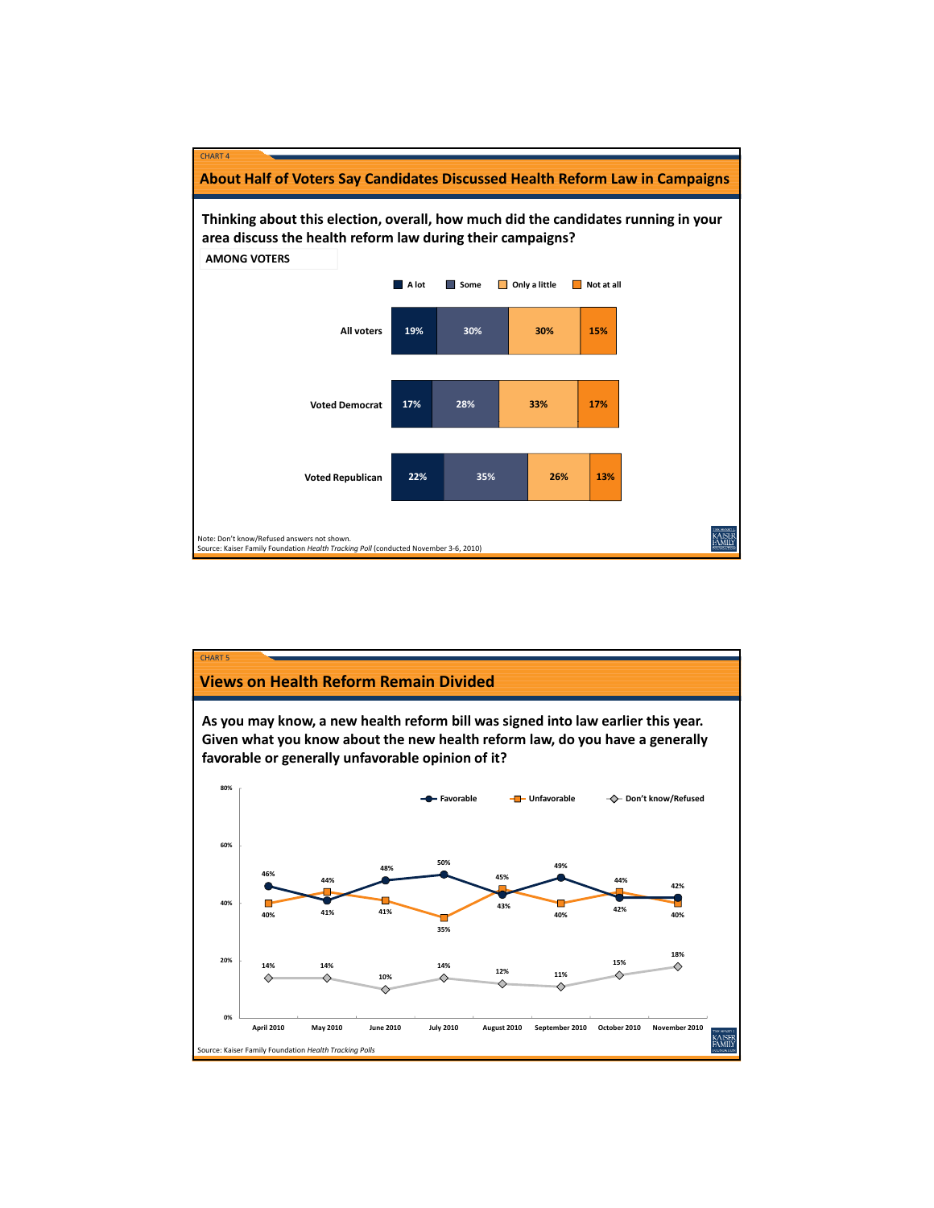CHART 4

## About Half of Voters Say Candidates Discussed Health Reform Law in Campaigns

**Thinking about this election, overall, how much did the candidates running in your area discuss the health reform law during their campaigns?**

**AMONG VOTERS**

A lot
Some
Only a little
Not at all

All voters
19%
30%
30%
15%

Voted Democrat
17%
28%
33%
17%

Voted Republican
22%
35%
26%
13%

Note: Don't know/Refused answers not shown.
Source: Kaiser Family Foundation *Health Tracking Poll* (conducted November 3-6, 2010)

CHART 5

## Views on Health Reform Remain Divided

**As you may know, a new health reform bill was signed into law earlier this year. Given what you know about the new health reform law, do you have a generally favorable or generally unfavorable opinion of it?**

Favorable
Unfavorable
Don't know/Refused

80%
60%
40%
20%
0%

April 2010: 46%, 40%, 14%
May 2010: 41%, 44%, 14%
June 2010: 48%, 41%, 10%
July 2010: 50%, 35%, 14%
August 2010: 43%, 45%, 12%
September 2010: 49%, 40%, 11%
October 2010: 42%, 44%, 15%
November 2010: 42%, 40%, 18%

Source: Kaiser Family Foundation *Health Tracking Polls*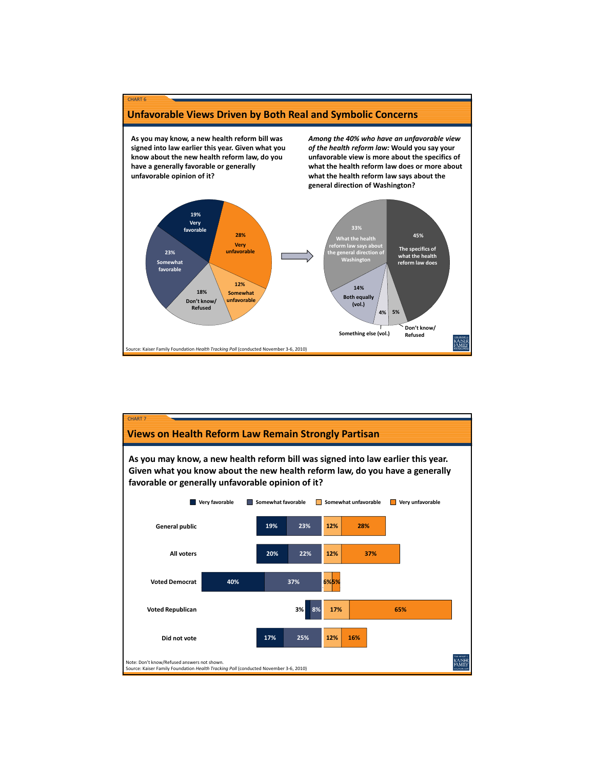CHART 6

## Unfavorable Views Driven by Both Real and Symbolic Concerns

**As you may know, a new health reform bill was signed into law earlier this year. Given what you know about the new health reform law, do you have a generally favorable or generally unfavorable opinion of it?**

19% Very favorable

28% Very unfavorable

23% Somewhat favorable

12% Somewhat unfavorable

18% Don't know/ Refused

***Among the 40% who have an unfavorable view of the health reform law:*** **Would you say your unfavorable view is more about the specifics of what the health reform law does or more about what the health reform law says about the general direction of Washington?**

33% What the health reform law says about the general direction of Washington

45% The specifics of what the health reform law does

14% Both equally (vol.)

4%

5%

Something else (vol.)

Don't know/ Refused

Source: Kaiser Family Foundation *Health Tracking Poll* (conducted November 3-6, 2010)

CHART 7

## Views on Health Reform Law Remain Strongly Partisan

**As you may know, a new health reform bill was signed into law earlier this year. Given what you know about the new health reform law, do you have a generally favorable or generally unfavorable opinion of it?**

Very favorable | Somewhat favorable | Somewhat unfavorable | Very unfavorable

General public: 19% 23% 12% 28%

All voters: 20% 22% 12% 37%

Voted Democrat: 40% 37% 6% 5%

Voted Republican: 3% 8% 17% 65%

Did not vote: 17% 25% 12% 16%

Note: Don't know/Refused answers not shown.

Source: Kaiser Family Foundation *Health Tracking Poll* (conducted November 3-6, 2010)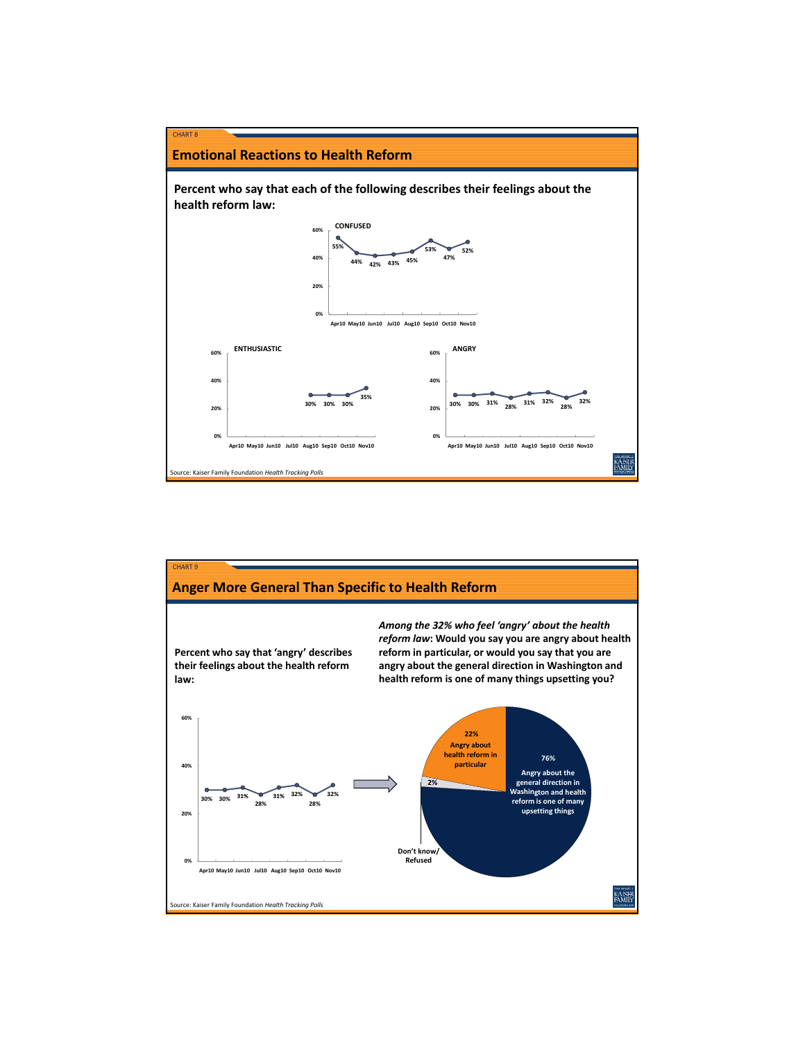CHART 8

## Emotional Reactions to Health Reform

**Percent who say that each of the following describes their feelings about the health reform law:**

**CONFUSED**

| Apr10 | May10 | Jun10 | Jul10 | Aug10 | Sep10 | Oct10 | Nov10 |
|---|---|---|---|---|---|---|---|
| 55% | 44% | 42% | 43% | 45% | 53% | 47% | 52% |

**ENTHUSIASTIC**

| Apr10 | May10 | Jun10 | Jul10 | Aug10 | Sep10 | Oct10 | Nov10 |
|---|---|---|---|---|---|---|---|
| | | | | 30% | 30% | 30% | 35% |

**ANGRY**

| Apr10 | May10 | Jun10 | Jul10 | Aug10 | Sep10 | Oct10 | Nov10 |
|---|---|---|---|---|---|---|---|
| 30% | 30% | 31% | 28% | 31% | 32% | 28% | 32% |

Source: Kaiser Family Foundation *Health Tracking Polls*

CHART 9

## Anger More General Than Specific to Health Reform

**Percent who say that 'angry' describes their feelings about the health reform law:**

| Apr10 | May10 | Jun10 | Jul10 | Aug10 | Sep10 | Oct10 | Nov10 |
|---|---|---|---|---|---|---|---|
| 30% | 30% | 31% | 28% | 31% | 32% | 28% | 32% |

***Among the 32% who feel 'angry' about the health reform law*: Would you say you are angry about health reform in particular, or would you say that you are angry about the general direction in Washington and health reform is one of many things upsetting you?**

| Response | Percent |
|---|---|
| Angry about the general direction in Washington and health reform is one of many upsetting things | 76% |
| Angry about health reform in particular | 22% |
| Don't know/ Refused | 2% |

Source: Kaiser Family Foundation *Health Tracking Polls*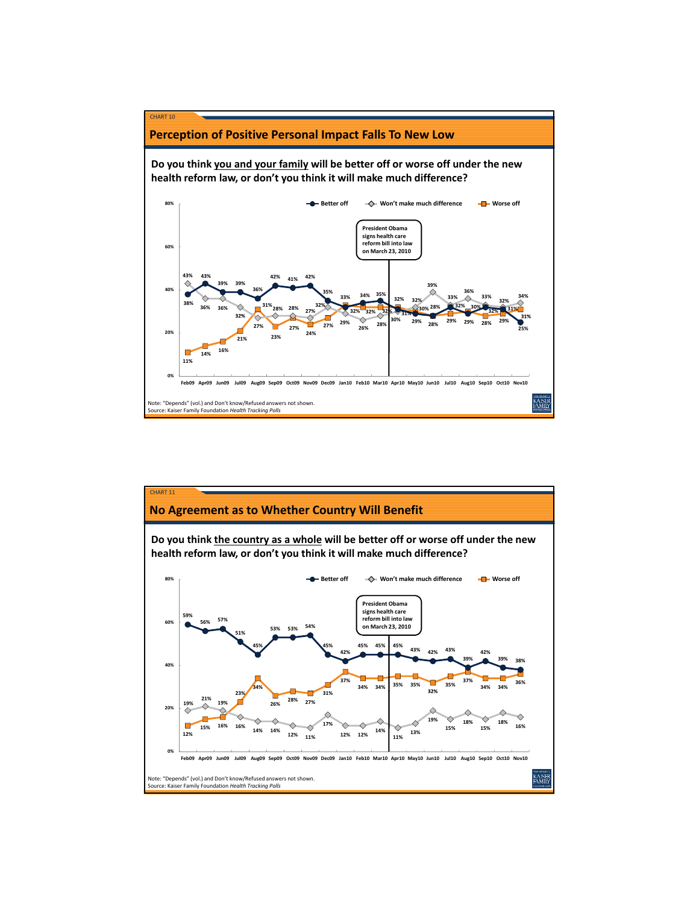CHART 10

## Perception of Positive Personal Impact Falls To New Low

**Do you think you and your family will be better off or worse off under the new health reform law, or don't you think it will make much difference?**

| | Feb09 | Apr09 | Jun09 | Jul09 | Aug09 | Sep09 | Oct09 | Nov09 | Dec09 | Jan10 | Feb10 | Mar10 | Apr10 | May10 | Jun10 | Jul10 | Aug10 | Sep10 | Oct10 | Nov10 |
|---|---|---|---|---|---|---|---|---|---|---|---|---|---|---|---|---|---|---|---|---|
| Better off | 38% | 43% | 39% | 39% | 36% | 42% | 41% | 42% | 35% | 32% | 34% | 35% | 31% | 29% | 28% | 32% | 29% | 32% | 31% | 25% |
| Won't make much difference | 43% | 36% | 36% | 32% | 27% | 28% | 28% | 27% | 32% | 29% | 26% | 28% | 30% | 32% | 39% | 33% | 36% | 33% | 32% | 34% |
| Worse off | 11% | 14% | 16% | 21% | 31% | 23% | 27% | 24% | 27% | 33% | 32% | 32% | 32% | 30% | 28% | 29% | 30% | 28% | 29% | 31% |

President Obama signs health care reform bill into law on March 23, 2010

Note: "Depends" (vol.) and Don't know/Refused answers not shown.
Source: Kaiser Family Foundation *Health Tracking Polls*

CHART 11

## No Agreement as to Whether Country Will Benefit

**Do you think the country as a whole will be better off or worse off under the new health reform law, or don't you think it will make much difference?**

| | Feb09 | Apr09 | Jun09 | Jul09 | Aug09 | Sep09 | Oct09 | Nov09 | Dec09 | Jan10 | Feb10 | Mar10 | Apr10 | May10 | Jun10 | Jul10 | Aug10 | Sep10 | Oct10 | Nov10 |
|---|---|---|---|---|---|---|---|---|---|---|---|---|---|---|---|---|---|---|---|---|
| Better off | 59% | 56% | 57% | 51% | 45% | 53% | 53% | 54% | 45% | 42% | 45% | 45% | 45% | 43% | 42% | 43% | 39% | 42% | 39% | 38% |
| Won't make much difference | 19% | 21% | 19% | 16% | 14% | 14% | 12% | 11% | 17% | 12% | 12% | 14% | 11% | 13% | 19% | 15% | 18% | 15% | 18% | 16% |
| Worse off | 12% | 15% | 16% | 23% | 34% | 26% | 28% | 27% | 31% | 37% | 34% | 34% | 35% | 35% | 32% | 35% | 37% | 34% | 34% | 36% |

President Obama signs health care reform bill into law on March 23, 2010

Note: "Depends" (vol.) and Don't know/Refused answers not shown.
Source: Kaiser Family Foundation *Health Tracking Polls*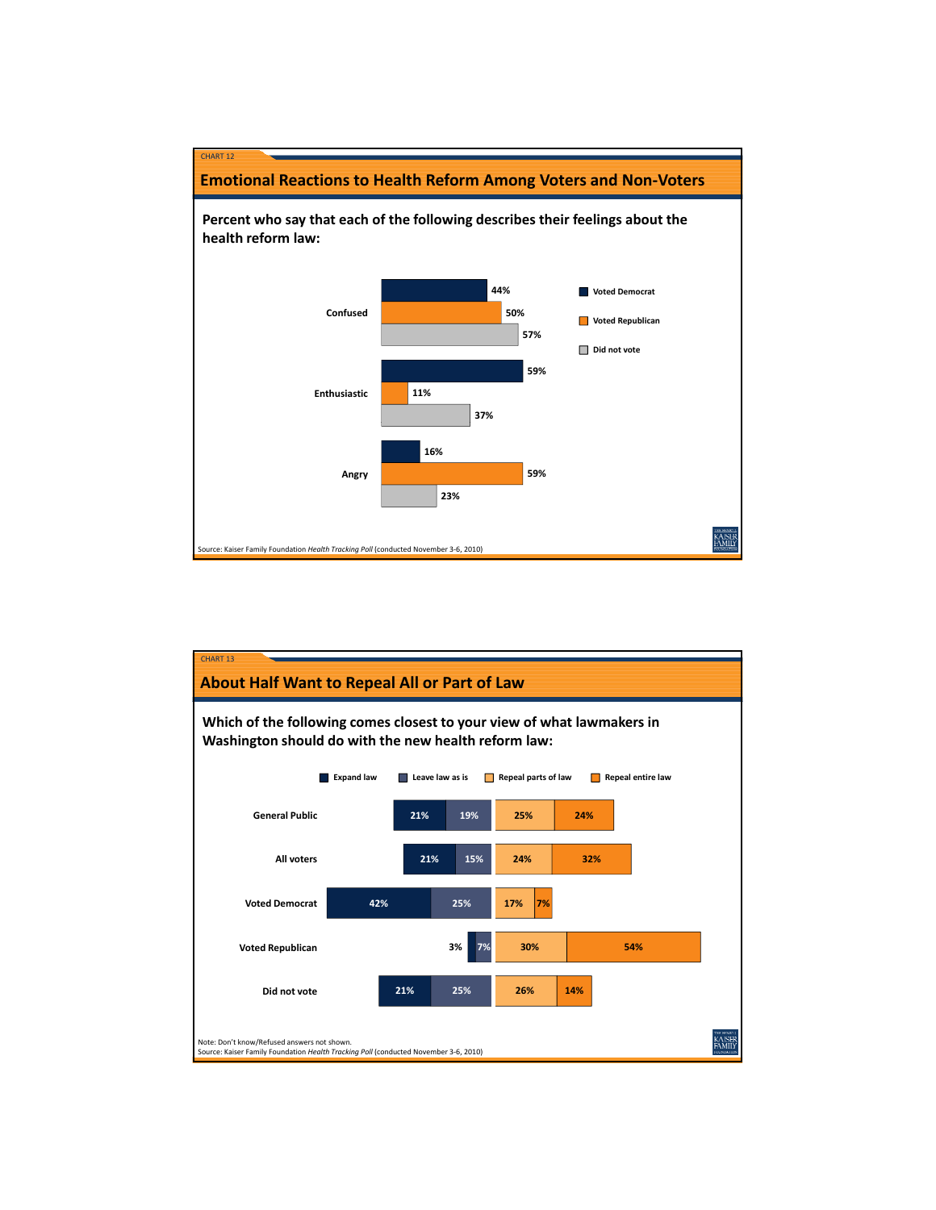CHART 12

## Emotional Reactions to Health Reform Among Voters and Non-Voters

**Percent who say that each of the following describes their feelings about the health reform law:**

| | Voted Democrat | Voted Republican | Did not vote |
|---|---|---|---|
| Confused | 44% | 50% | 57% |
| Enthusiastic | 59% | 11% | 37% |
| Angry | 16% | 59% | 23% |

Source: Kaiser Family Foundation *Health Tracking Poll* (conducted November 3-6, 2010)

CHART 13

## About Half Want to Repeal All or Part of Law

**Which of the following comes closest to your view of what lawmakers in Washington should do with the new health reform law:**

| | Expand law | Leave law as is | Repeal parts of law | Repeal entire law |
|---|---|---|---|---|
| General Public | 21% | 19% | 25% | 24% |
| All voters | 21% | 15% | 24% | 32% |
| Voted Democrat | 42% | 25% | 17% | 7% |
| Voted Republican | 3% | 7% | 30% | 54% |
| Did not vote | 21% | 25% | 26% | 14% |

Note: Don't know/Refused answers not shown.
Source: Kaiser Family Foundation *Health Tracking Poll* (conducted November 3-6, 2010)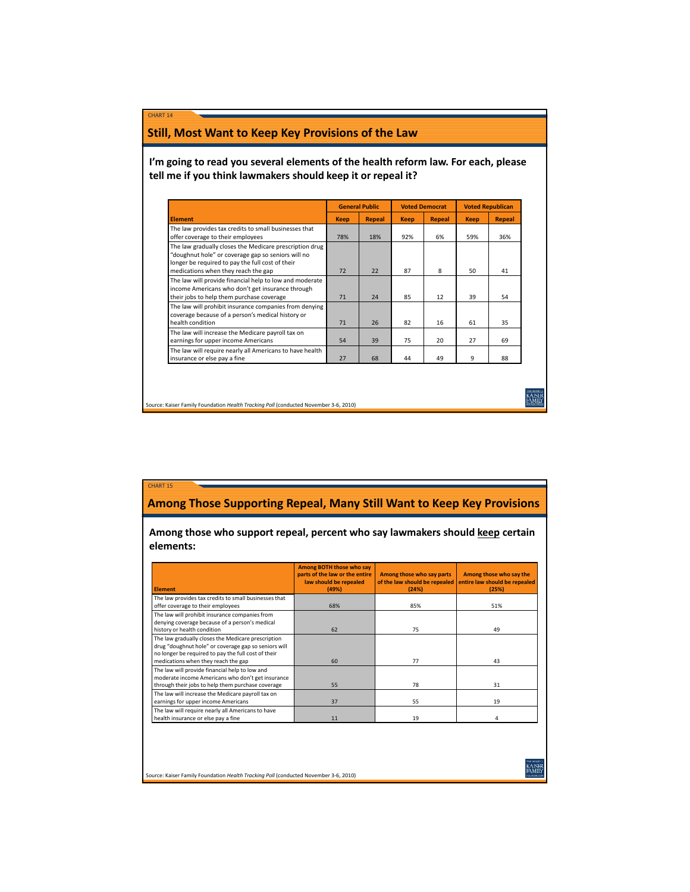CHART 14

## Still, Most Want to Keep Key Provisions of the Law

**I'm going to read you several elements of the health reform law. For each, please tell me if you think lawmakers should keep it or repeal it?**

| | General Public | | Voted Democrat | | Voted Republican | |
|---|---|---|---|---|---|---|
| **Element** | **Keep** | **Repeal** | **Keep** | **Repeal** | **Keep** | **Repeal** |
| The law provides tax credits to small businesses that offer coverage to their employees | 78% | 18% | 92% | 6% | 59% | 36% |
| The law gradually closes the Medicare prescription drug "doughnut hole" or coverage gap so seniors will no longer be required to pay the full cost of their medications when they reach the gap | 72 | 22 | 87 | 8 | 50 | 41 |
| The law will provide financial help to low and moderate income Americans who don't get insurance through their jobs to help them purchase coverage | 71 | 24 | 85 | 12 | 39 | 54 |
| The law will prohibit insurance companies from denying coverage because of a person's medical history or health condition | 71 | 26 | 82 | 16 | 61 | 35 |
| The law will increase the Medicare payroll tax on earnings for upper income Americans | 54 | 39 | 75 | 20 | 27 | 69 |
| The law will require nearly all Americans to have health insurance or else pay a fine | 27 | 68 | 44 | 49 | 9 | 88 |

Source: Kaiser Family Foundation *Health Tracking Poll* (conducted November 3-6, 2010)

CHART 15

## Among Those Supporting Repeal, Many Still Want to Keep Key Provisions

**Among those who support repeal, percent who say lawmakers should keep certain elements:**

| Element | Among BOTH those who say parts of the law or the entire law should be repealed (49%) | Among those who say parts of the law should be repealed (24%) | Among those who say the entire law should be repealed (25%) |
|---|---|---|---|
| The law provides tax credits to small businesses that offer coverage to their employees | 68% | 85% | 51% |
| The law will prohibit insurance companies from denying coverage because of a person's medical history or health condition | 62 | 75 | 49 |
| The law gradually closes the Medicare prescription drug "doughnut hole" or coverage gap so seniors will no longer be required to pay the full cost of their medications when they reach the gap | 60 | 77 | 43 |
| The law will provide financial help to low and moderate income Americans who don't get insurance through their jobs to help them purchase coverage | 55 | 78 | 31 |
| The law will increase the Medicare payroll tax on earnings for upper income Americans | 37 | 55 | 19 |
| The law will require nearly all Americans to have health insurance or else pay a fine | 11 | 19 | 4 |

Source: Kaiser Family Foundation *Health Tracking Poll* (conducted November 3-6, 2010)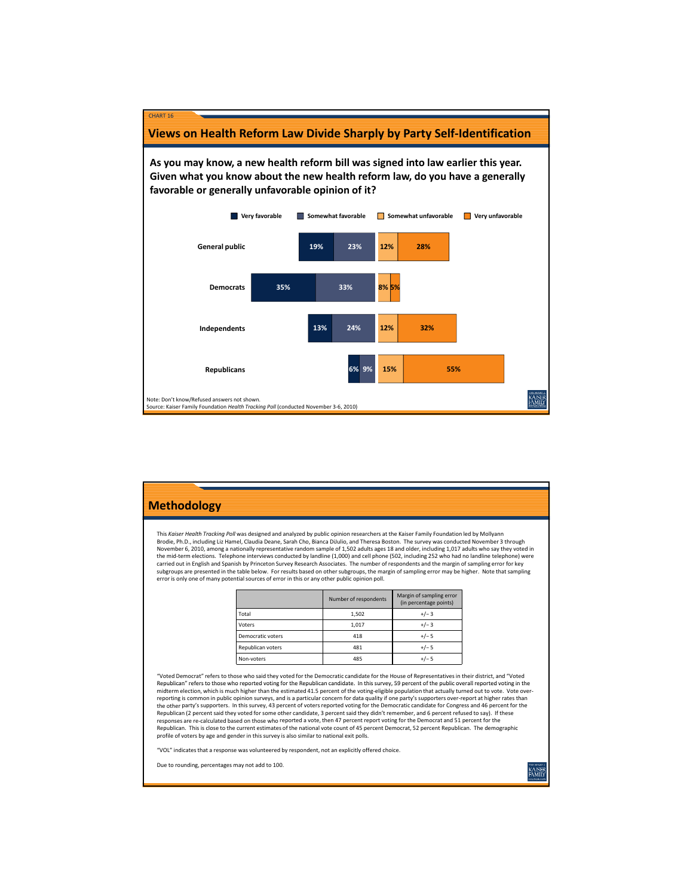CHART 16

## Views on Health Reform Law Divide Sharply by Party Self-Identification

**As you may know, a new health reform bill was signed into law earlier this year. Given what you know about the new health reform law, do you have a generally favorable or generally unfavorable opinion of it?**

| | Very favorable | Somewhat favorable | Somewhat unfavorable | Very unfavorable |
|---|---|---|---|---|
| General public | 19% | 23% | 12% | 28% |
| Democrats | 35% | 33% | 8% | 5% |
| Independents | 13% | 24% | 12% | 32% |
| Republicans | 6% | 9% | 15% | 55% |

Note: Don't know/Refused answers not shown.
Source: Kaiser Family Foundation *Health Tracking Poll* (conducted November 3-6, 2010)

## Methodology

This *Kaiser Health Tracking Poll* was designed and analyzed by public opinion researchers at the Kaiser Family Foundation led by Mollyann Brodie, Ph.D., including Liz Hamel, Claudia Deane, Sarah Cho, Bianca DiJulio, and Theresa Boston. The survey was conducted November 3 through November 6, 2010, among a nationally representative random sample of 1,502 adults ages 18 and older, including 1,017 adults who say they voted in the mid-term elections. Telephone interviews conducted by landline (1,000) and cell phone (502, including 252 who had no landline telephone) were carried out in English and Spanish by Princeton Survey Research Associates. The number of respondents and the margin of sampling error for key subgroups are presented in the table below. For results based on other subgroups, the margin of sampling error may be higher. Note that sampling error is only one of many potential sources of error in this or any other public opinion poll.

| | Number of respondents | Margin of sampling error (in percentage points) |
|---|---|---|
| Total | 1,502 | +/- 3 |
| Voters | 1,017 | +/- 3 |
| Democratic voters | 418 | +/- 5 |
| Republican voters | 481 | +/- 5 |
| Non-voters | 485 | +/- 5 |

"Voted Democrat" refers to those who said they voted for the Democratic candidate for the House of Representatives in their district, and "Voted Republican" refers to those who reported voting for the Republican candidate. In this survey, 59 percent of the public overall reported voting in the midterm election, which is much higher than the estimated 41.5 percent of the voting-eligible population that actually turned out to vote. Vote over-reporting is common in public opinion surveys, and is a particular concern for data quality if one party's supporters over-report at higher rates than the other party's supporters. In this survey, 43 percent of voters reported voting for the Democratic candidate for Congress and 46 percent for the Republican (2 percent said they voted for some other candidate, 3 percent said they didn't remember, and 6 percent refused to say). If these responses are re-calculated based on those who reported a vote, then 47 percent report voting for the Democrat and 51 percent for the Republican. This is close to the current estimates of the national vote count of 45 percent Democrat, 52 percent Republican. The demographic profile of voters by age and gender in this survey is also similar to national exit polls.

"VOL" indicates that a response was volunteered by respondent, not an explicitly offered choice.

Due to rounding, percentages may not add to 100.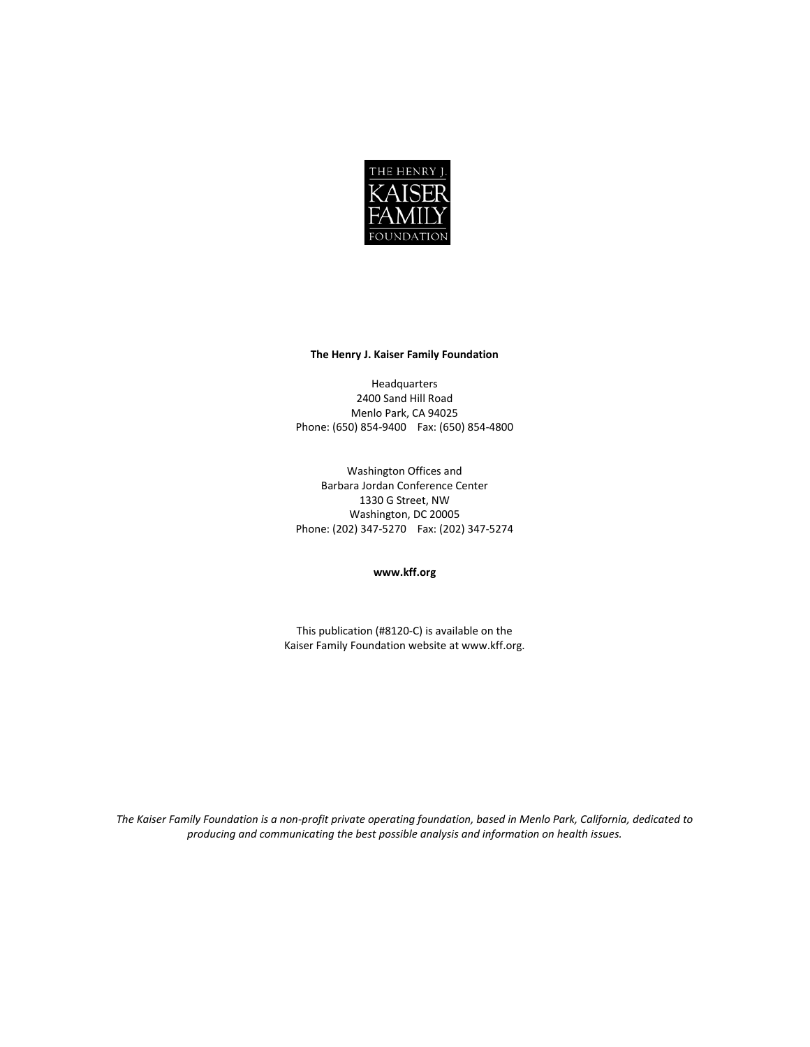THE HENRY J.
KAISER
FAMILY
FOUNDATION

**The Henry J. Kaiser Family Foundation**

Headquarters
2400 Sand Hill Road
Menlo Park, CA 94025
Phone: (650) 854-9400    Fax: (650) 854-4800

Washington Offices and
Barbara Jordan Conference Center
1330 G Street, NW
Washington, DC 20005
Phone: (202) 347-5270    Fax: (202) 347-5274

**www.kff.org**

This publication (#8120-C) is available on the
Kaiser Family Foundation website at www.kff.org.

*The Kaiser Family Foundation is a non-profit private operating foundation, based in Menlo Park, California, dedicated to producing and communicating the best possible analysis and information on health issues.*